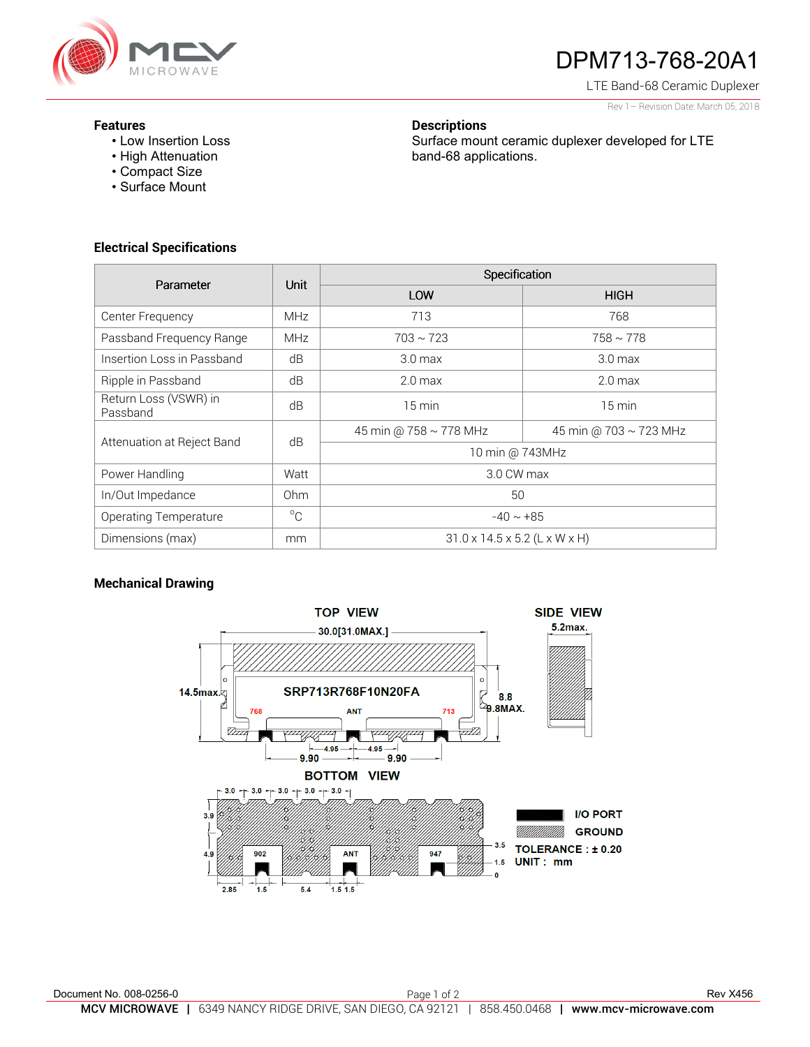# DPM713-768-20A1

LTE Band-68 Ceramic Duplexer

Rev 1 – Revision Date: March 05, 2018

### Features
- Low Insertion Loss
- High Attenuation
- Compact Size
- Surface Mount

### Descriptions
Surface mount ceramic duplexer developed for LTE band-68 applications.

### Electrical Specifications

| Parameter | Unit | Specification | |
|---|---|---|---|
| | | LOW | HIGH |
| Center Frequency | MHz | 713 | 768 |
| Passband Frequency Range | MHz | 703 ~ 723 | 758 ~ 778 |
| Insertion Loss in Passband | dB | 3.0 max | 3.0 max |
| Ripple in Passband | dB | 2.0 max | 2.0 max |
| Return Loss (VSWR) in Passband | dB | 15 min | 15 min |
| Attenuation at Reject Band | dB | 45 min @ 758 ~ 778 MHz | 45 min @ 703 ~ 723 MHz |
| | | 10 min @ 743MHz | |
| Power Handling | Watt | 3.0 CW max | |
| In/Out Impedance | Ohm | 50 | |
| Operating Temperature | °C | -40 ~ +85 | |
| Dimensions (max) | mm | 31.0 x 14.5 x 5.2 (L x W x H) | |

### Mechanical Drawing

TOP VIEW — 30.0[31.0MAX.], 14.5max., 8.8, 9.8MAX., SRP713R768F10N20FA, 768, ANT, 713, 4.95, 4.95, 9.90, 9.90

SIDE VIEW — 5.2max.

BOTTOM VIEW — 3.0, 3.0, 3.0, 3.0, 3.0, 3.9, 4.9, 902, ANT, 947, 3.5, 1.5, 0, 2.85, 1.5, 5.4, 1.5, 1.5

I/O PORT

GROUND

TOLERANCE : ± 0.20

UNIT : mm

Document No. 008-0256-0

Rev X456

**MCV MICROWAVE** | 6349 NANCY RIDGE DRIVE, SAN DIEGO, CA 92121 | 858.450.0468 | **www.mcv-microwave.com**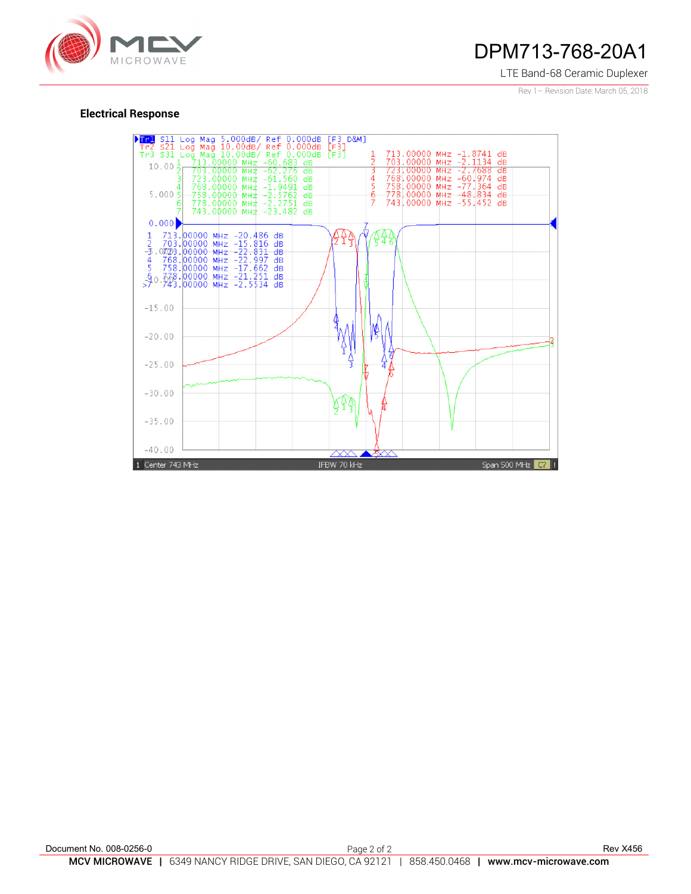# DPM713-768-20A1

LTE Band-68 Ceramic Duplexer

Rev 1 – Revision Date: March 05, 2018

### Electrical Response

Tr1 S11 Log Mag 5.000dB/ Ref 0.000dB [F3 D&M]
Tr2 S21 Log Mag 10.00dB/ Ref 0.000dB [F3]
Tr3 S31 Log Mag 10.00dB/ Ref 0.000dB [F3]

1 713.00000 MHz -60.683 dB
2 703.00000 MHz -62.276 dB
3 723.00000 MHz -61.560 dB
4 768.00000 MHz -1.9491 dB
5 758.00000 MHz -2.5762 dB
6 778.00000 MHz -2.2751 dB
7 743.00000 MHz -23.482 dB

1 713.00000 MHz -1.8741 dB
2 703.00000 MHz -2.1134 dB
3 723.00000 MHz -2.7688 dB
4 768.00000 MHz -60.974 dB
5 758.00000 MHz -77.364 dB
6 778.00000 MHz -48.834 dB
7 743.00000 MHz -55.452 dB

1 713.00000 MHz -20.486 dB
2 703.00000 MHz -15.816 dB
3 723.00000 MHz -22.831 dB
4 768.00000 MHz -22.997 dB
5 758.00000 MHz -17.662 dB
6 778.00000 MHz -21.251 dB
>7 743.00000 MHz -2.5534 dB

10.00
5.000
0.000
-5.000
-10.00
-15.00
-20.00
-25.00
-30.00
-35.00
-40.00

1 Center 743 MHz IFBW 70 kHz Span 500 MHz C?

Document No. 008-0256-0

Rev X456

**MCV MICROWAVE** | 6349 NANCY RIDGE DRIVE, SAN DIEGO, CA 92121 | 858.450.0468 | **www.mcv-microwave.com**